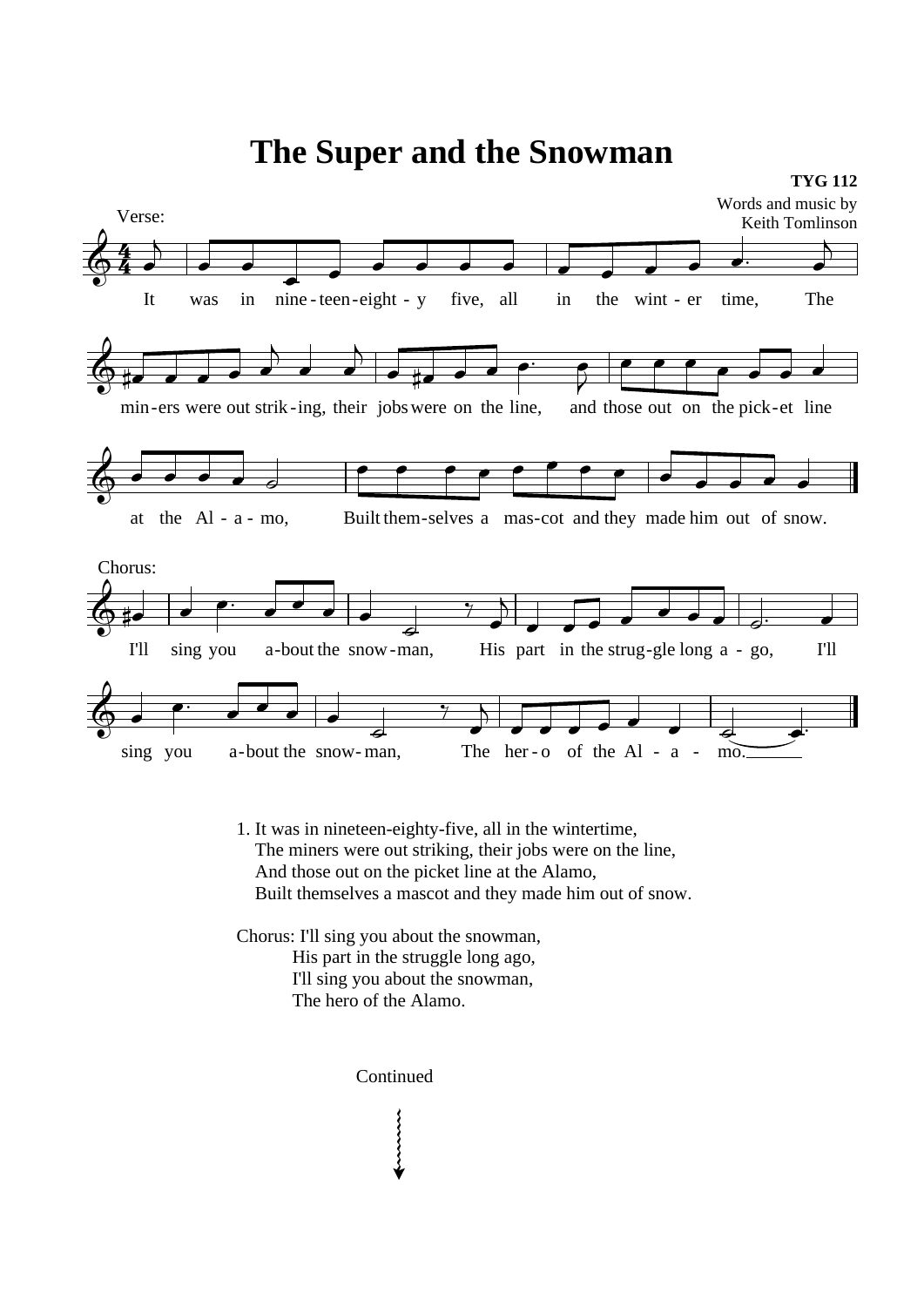# The Super and the Snowman

**TYG 112**

Words and music by
Keith Tomlinson

Verse:

It was in nine-teen-eight-y five, all in the wint-er time, The min-ers were out strik-ing, their jobs were on the line, and those out on the pick-et line at the Al-a-mo, Built them-selves a mas-cot and they made him out of snow.

Chorus:

I'll sing you a-bout the snow-man, His part in the strug-gle long a-go, I'll sing you a-bout the snow-man, The her-o of the Al-a-mo.

1. It was in nineteen-eighty-five, all in the wintertime,
   The miners were out striking, their jobs were on the line,
   And those out on the picket line at the Alamo,
   Built themselves a mascot and they made him out of snow.

Chorus: I'll sing you about the snowman,
His part in the struggle long ago,
I'll sing you about the snowman,
The hero of the Alamo.

Continued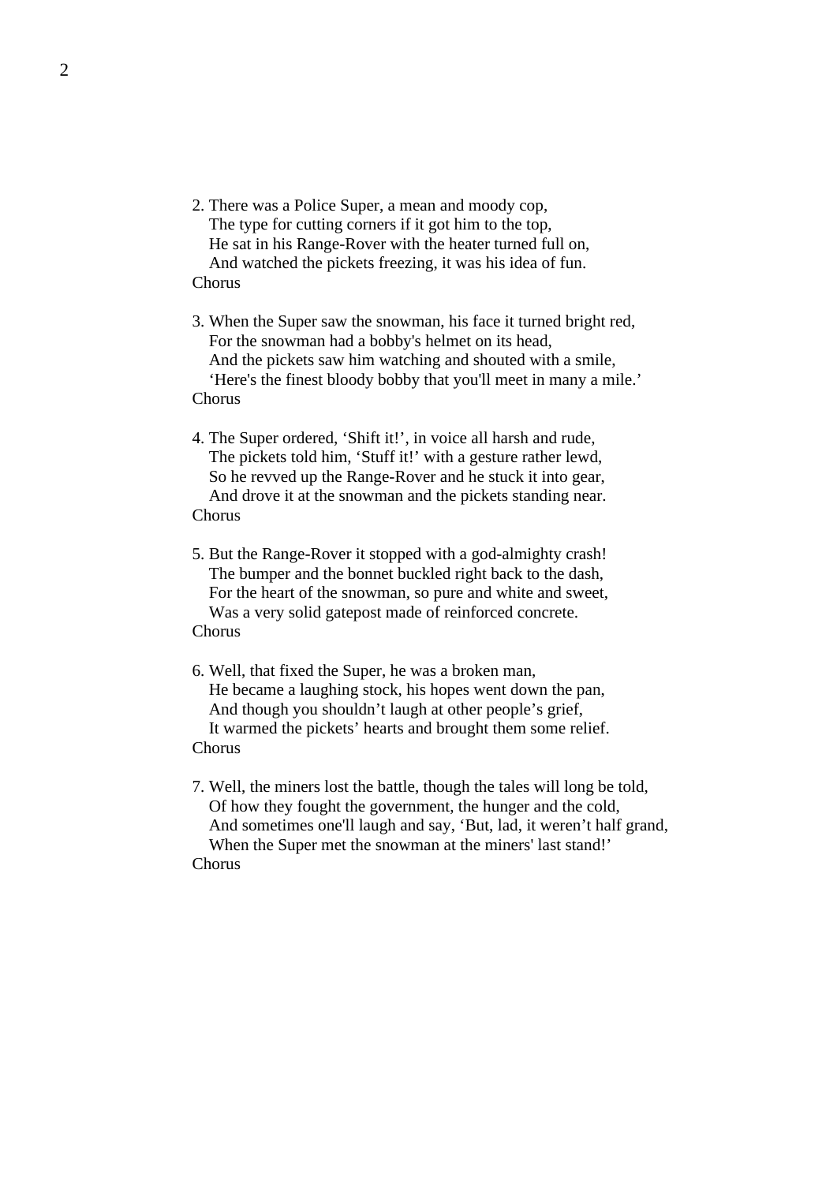2. There was a Police Super, a mean and moody cop,
   The type for cutting corners if it got him to the top,
   He sat in his Range-Rover with the heater turned full on,
   And watched the pickets freezing, it was his idea of fun.
Chorus

3. When the Super saw the snowman, his face it turned bright red,
   For the snowman had a bobby's helmet on its head,
   And the pickets saw him watching and shouted with a smile,
   'Here's the finest bloody bobby that you'll meet in many a mile.'
Chorus

4. The Super ordered, 'Shift it!', in voice all harsh and rude,
   The pickets told him, 'Stuff it!' with a gesture rather lewd,
   So he revved up the Range-Rover and he stuck it into gear,
   And drove it at the snowman and the pickets standing near.
Chorus

5. But the Range-Rover it stopped with a god-almighty crash!
   The bumper and the bonnet buckled right back to the dash,
   For the heart of the snowman, so pure and white and sweet,
   Was a very solid gatepost made of reinforced concrete.
Chorus

6. Well, that fixed the Super, he was a broken man,
   He became a laughing stock, his hopes went down the pan,
   And though you shouldn't laugh at other people's grief,
   It warmed the pickets' hearts and brought them some relief.
Chorus

7. Well, the miners lost the battle, though the tales will long be told,
   Of how they fought the government, the hunger and the cold,
   And sometimes one'll laugh and say, 'But, lad, it weren't half grand,
   When the Super met the snowman at the miners' last stand!'
Chorus